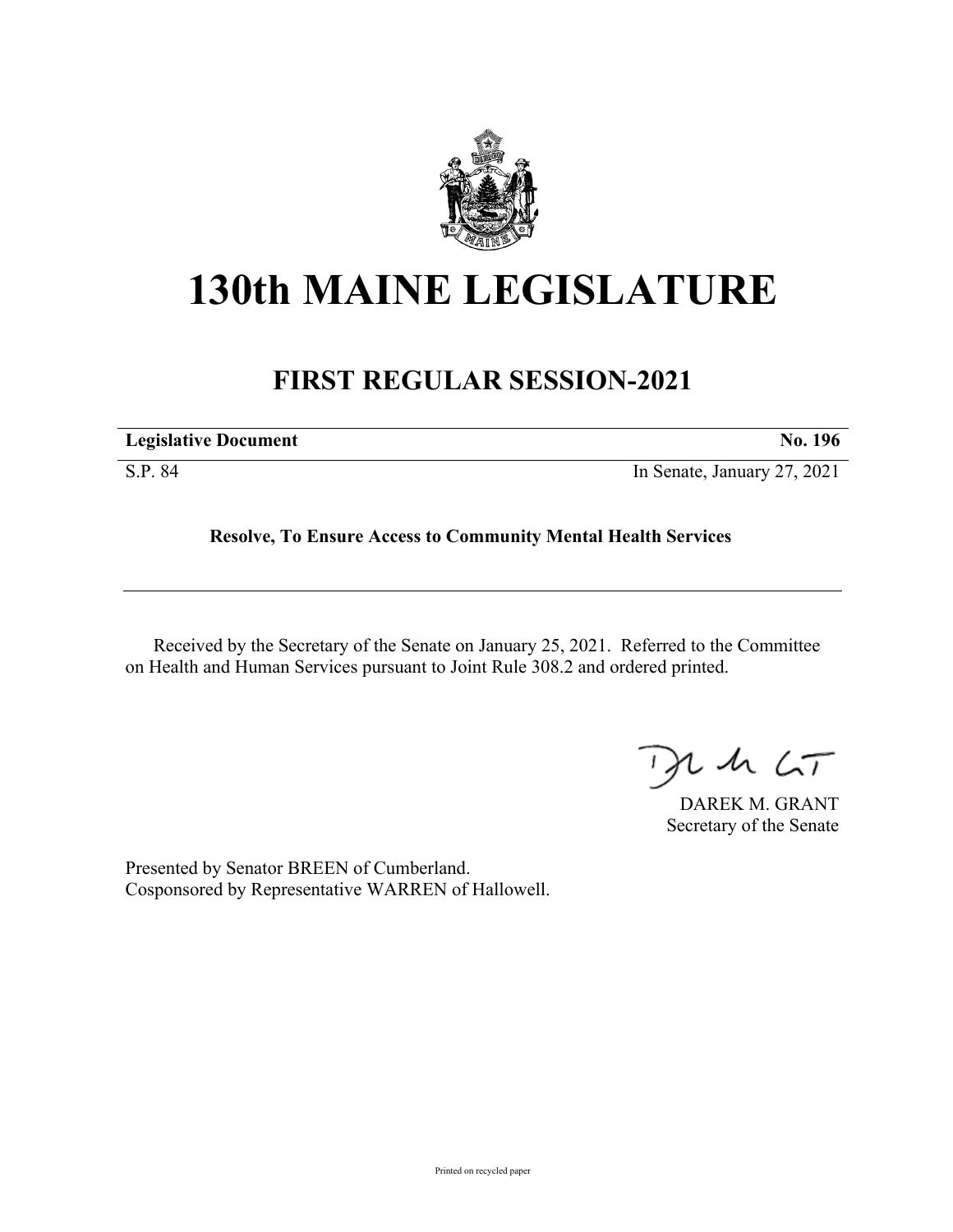# 130th MAINE LEGISLATURE

## FIRST REGULAR SESSION-2021

| **Legislative Document** | **No. 196** |
|---|---|
| S.P. 84 | In Senate, January 27, 2021 |

**Resolve, To Ensure Access to Community Mental Health Services**

Received by the Secretary of the Senate on January 25, 2021. Referred to the Committee on Health and Human Services pursuant to Joint Rule 308.2 and ordered printed.

DAREK M. GRANT
Secretary of the Senate

Presented by Senator BREEN of Cumberland.
Cosponsored by Representative WARREN of Hallowell.

Printed on recycled paper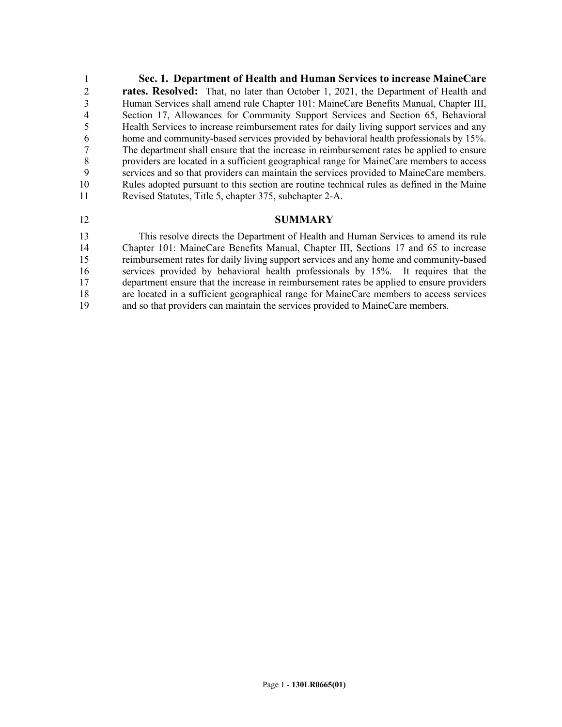**Sec. 1. Department of Health and Human Services to increase MaineCare rates. Resolved:** That, no later than October 1, 2021, the Department of Health and Human Services shall amend rule Chapter 101: MaineCare Benefits Manual, Chapter III, Section 17, Allowances for Community Support Services and Section 65, Behavioral Health Services to increase reimbursement rates for daily living support services and any home and community-based services provided by behavioral health professionals by 15%. The department shall ensure that the increase in reimbursement rates be applied to ensure providers are located in a sufficient geographical range for MaineCare members to access services and so that providers can maintain the services provided to MaineCare members. Rules adopted pursuant to this section are routine technical rules as defined in the Maine Revised Statutes, Title 5, chapter 375, subchapter 2-A.

## SUMMARY

This resolve directs the Department of Health and Human Services to amend its rule Chapter 101: MaineCare Benefits Manual, Chapter III, Sections 17 and 65 to increase reimbursement rates for daily living support services and any home and community-based services provided by behavioral health professionals by 15%. It requires that the department ensure that the increase in reimbursement rates be applied to ensure providers are located in a sufficient geographical range for MaineCare members to access services and so that providers can maintain the services provided to MaineCare members.